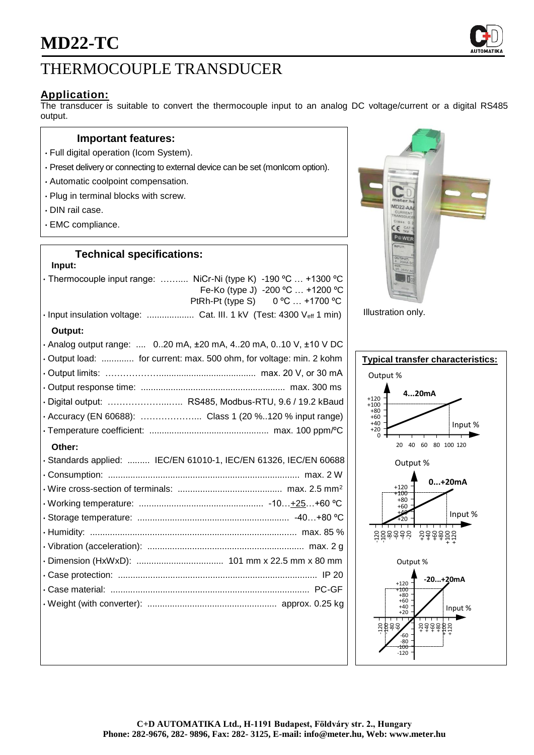# MD22-TC

# THERMOCOUPLE TRANSDUCER

## Application:

The transducer is suitable to convert the thermocouple input to an analog DC voltage/current or a digital RS485 output.

### Important features:

- Full digital operation (Icom System).
- Preset delivery or connecting to external device can be set (monIcom option).
- Automatic coolpoint compensation.
- Plug in terminal blocks with screw.
- DIN rail case.
- EMC compliance.

### Technical specifications:

**Input:**

- Thermocouple input range: ……..... NiCr-Ni (type K) -190 ºC … +1300 ºC
  Fe-Ko (type J) -200 ºC … +1200 ºC
  PtRh-Pt (type S) 0 ºC … +1700 ºC
- Input insulation voltage: ................... Cat. III. 1 kV (Test: 4300 $V_{eff}$ 1 min)

**Output:**

- Analog output range: .... 0..20 mA, ±20 mA, 4..20 mA, 0..10 V, ±10 V DC
- Output load: ............. for current: max. 500 ohm, for voltage: min. 2 kohm
- Output limits: ……………….................................... max. 20 V, or 30 mA
- Output response time: .......................................................... max. 300 ms
- Digital output: ……………….…… RS485, Modbus-RTU, 9.6 / 19.2 kBaud
- Accuracy (EN 60688): ………………... Class 1 (20 %..120 % input range)
- Temperature coefficient: ................................................ max. 100 ppm/ºC

**Other:**

- Standards applied: ......... IEC/EN 61010-1, IEC/EN 61326, IEC/EN 60688
- Consumption: ............................................................................ max. 2 W
- Wire cross-section of terminals: .......................................... max. 2.5 mm²
- Working temperature: .................................................. -10…+25…+60 ºC
- Storage temperature: ............................................................ -40…+80 ºC
- Humidity: .................................................................................. max. 85 %
- Vibration (acceleration): .............................................................. max. 2 g
- Dimension (HxWxD): .................................. 101 mm x 22.5 mm x 80 mm
- Case protection: ............................................................................... IP 20
- Case material: ............................................................................... PC-GF
- Weight (with converter): .................................................... approx. 0.25 kg

Illustration only.

**Typical transfer characteristics:**

4...20mA

0...+20mA

-20...+20mA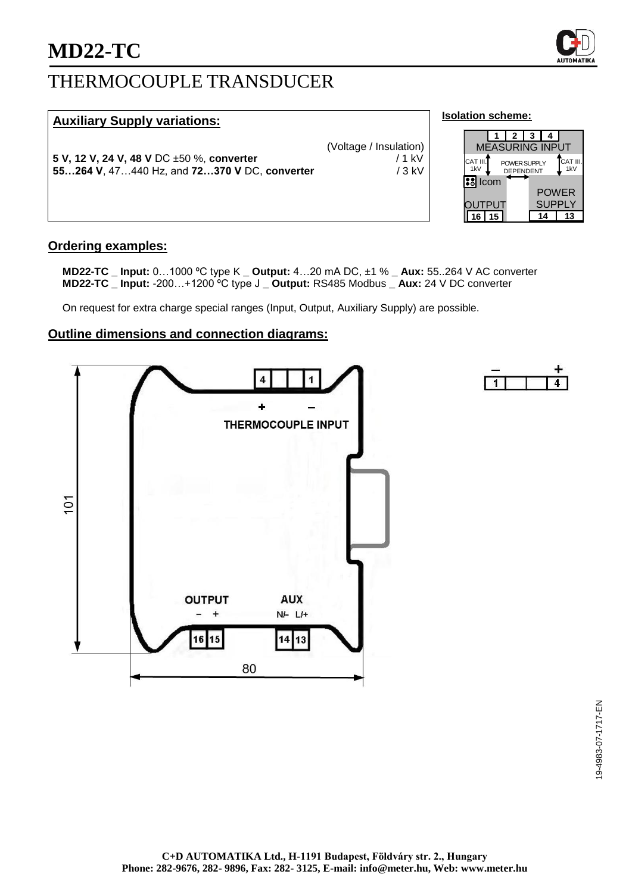# MD22-TC

## THERMOCOUPLE TRANSDUCER

### Auxiliary Supply variations:

| | (Voltage / Insulation) |
|---|---|
| **5 V, 12 V, 24 V, 48 V** DC ±50 %, **converter** | / 1 kV |
| **55…264 V**, 47…440 Hz, and **72…370 V** DC, **converter** | / 3 kV |

**Isolation scheme:**

1 2 3 4
MEASURING INPUT
CAT III. 1kV
POWER SUPPLY DEPENDENT
CAT III. 1kV
Icom
OUTPUT
16 15
POWER SUPPLY
14 13

### Ordering examples:

**MD22-TC** _ **Input:** 0…1000 ºC type K _ **Output:** 4…20 mA DC, ±1 % _ **Aux:** 55..264 V AC converter
**MD22-TC** _ **Input:** -200…+1200 ºC type J _ **Output:** RS485 Modbus _ **Aux:** 24 V DC converter

On request for extra charge special ranges (Input, Output, Auxiliary Supply) are possible.

### Outline dimensions and connection diagrams:

4 1
\+ –
THERMOCOUPLE INPUT

101

OUTPUT
– +
16 15

AUX
N/- L/+
14 13

80

– +
1 4

19-4983-07-1717-EN

**C+D AUTOMATIKA Ltd., H-1191 Budapest, Földváry str. 2., Hungary**
**Phone: 282-9676, 282- 9896, Fax: 282- 3125, E-mail: info@meter.hu, Web: www.meter.hu**